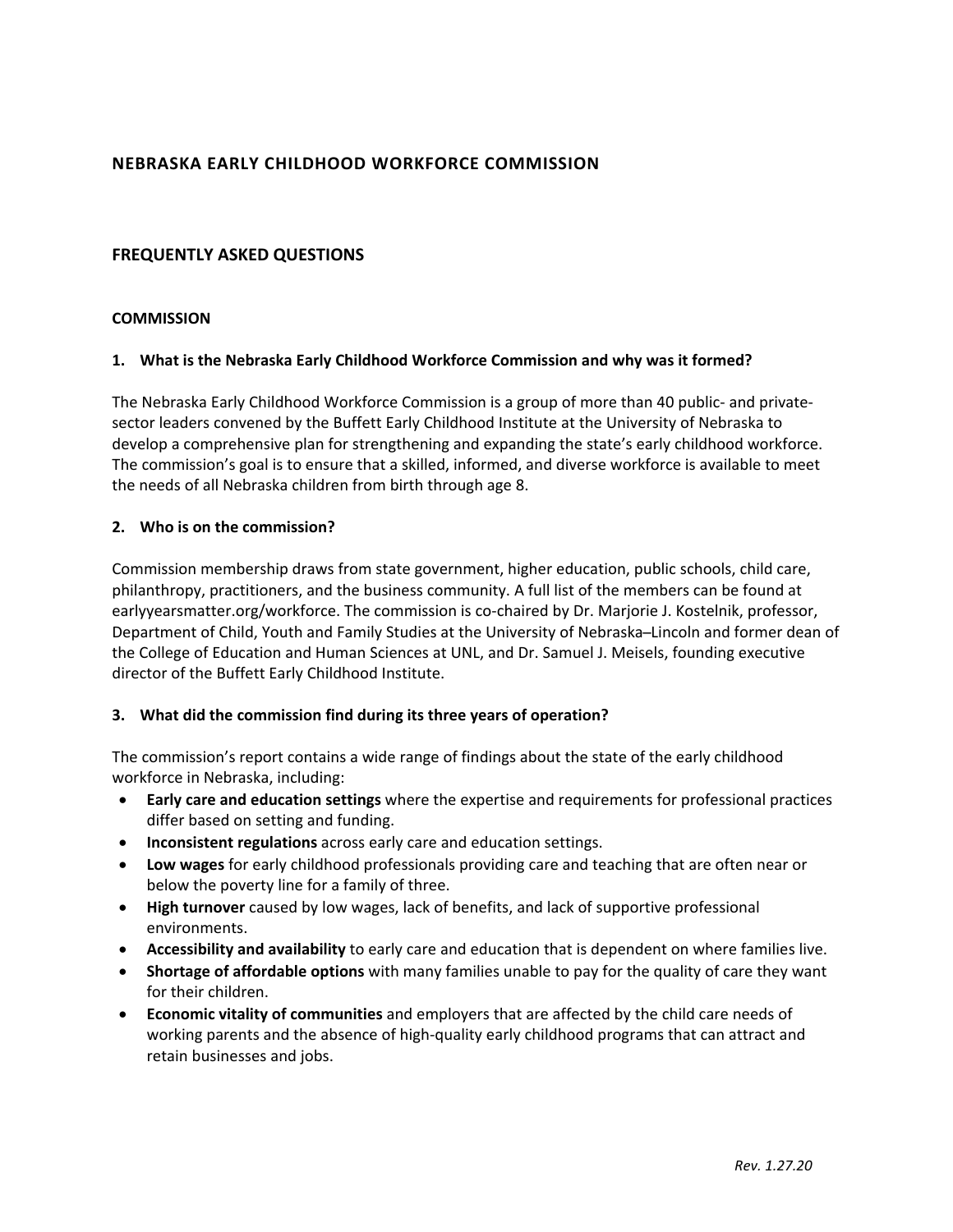# NEBRASKA EARLY CHILDHOOD WORKFORCE COMMISSION

## FREQUENTLY ASKED QUESTIONS

### COMMISSION

**1. What is the Nebraska Early Childhood Workforce Commission and why was it formed?**

The Nebraska Early Childhood Workforce Commission is a group of more than 40 public- and private-sector leaders convened by the Buffett Early Childhood Institute at the University of Nebraska to develop a comprehensive plan for strengthening and expanding the state's early childhood workforce. The commission's goal is to ensure that a skilled, informed, and diverse workforce is available to meet the needs of all Nebraska children from birth through age 8.

**2. Who is on the commission?**

Commission membership draws from state government, higher education, public schools, child care, philanthropy, practitioners, and the business community. A full list of the members can be found at earlyyearsmatter.org/workforce. The commission is co-chaired by Dr. Marjorie J. Kostelnik, professor, Department of Child, Youth and Family Studies at the University of Nebraska–Lincoln and former dean of the College of Education and Human Sciences at UNL, and Dr. Samuel J. Meisels, founding executive director of the Buffett Early Childhood Institute.

**3. What did the commission find during its three years of operation?**

The commission's report contains a wide range of findings about the state of the early childhood workforce in Nebraska, including:

- **Early care and education settings** where the expertise and requirements for professional practices differ based on setting and funding.
- **Inconsistent regulations** across early care and education settings.
- **Low wages** for early childhood professionals providing care and teaching that are often near or below the poverty line for a family of three.
- **High turnover** caused by low wages, lack of benefits, and lack of supportive professional environments.
- **Accessibility and availability** to early care and education that is dependent on where families live.
- **Shortage of affordable options** with many families unable to pay for the quality of care they want for their children.
- **Economic vitality of communities** and employers that are affected by the child care needs of working parents and the absence of high-quality early childhood programs that can attract and retain businesses and jobs.

*Rev. 1.27.20*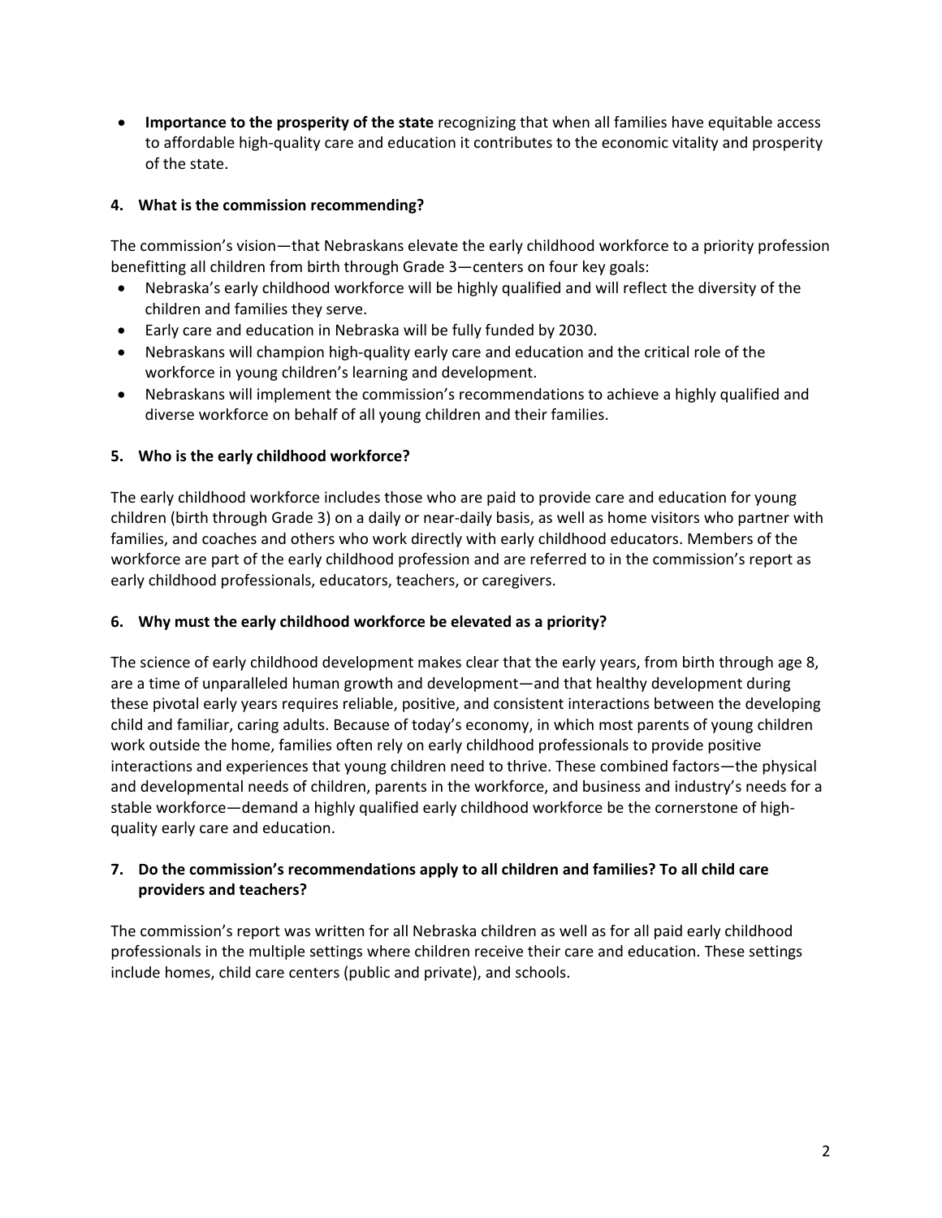- **Importance to the prosperity of the state** recognizing that when all families have equitable access to affordable high-quality care and education it contributes to the economic vitality and prosperity of the state.

**4. What is the commission recommending?**

The commission's vision—that Nebraskans elevate the early childhood workforce to a priority profession benefitting all children from birth through Grade 3—centers on four key goals:

- Nebraska's early childhood workforce will be highly qualified and will reflect the diversity of the children and families they serve.
- Early care and education in Nebraska will be fully funded by 2030.
- Nebraskans will champion high-quality early care and education and the critical role of the workforce in young children's learning and development.
- Nebraskans will implement the commission's recommendations to achieve a highly qualified and diverse workforce on behalf of all young children and their families.

**5. Who is the early childhood workforce?**

The early childhood workforce includes those who are paid to provide care and education for young children (birth through Grade 3) on a daily or near-daily basis, as well as home visitors who partner with families, and coaches and others who work directly with early childhood educators. Members of the workforce are part of the early childhood profession and are referred to in the commission's report as early childhood professionals, educators, teachers, or caregivers.

**6. Why must the early childhood workforce be elevated as a priority?**

The science of early childhood development makes clear that the early years, from birth through age 8, are a time of unparalleled human growth and development—and that healthy development during these pivotal early years requires reliable, positive, and consistent interactions between the developing child and familiar, caring adults. Because of today's economy, in which most parents of young children work outside the home, families often rely on early childhood professionals to provide positive interactions and experiences that young children need to thrive. These combined factors—the physical and developmental needs of children, parents in the workforce, and business and industry's needs for a stable workforce—demand a highly qualified early childhood workforce be the cornerstone of high-quality early care and education.

**7. Do the commission's recommendations apply to all children and families? To all child care providers and teachers?**

The commission's report was written for all Nebraska children as well as for all paid early childhood professionals in the multiple settings where children receive their care and education. These settings include homes, child care centers (public and private), and schools.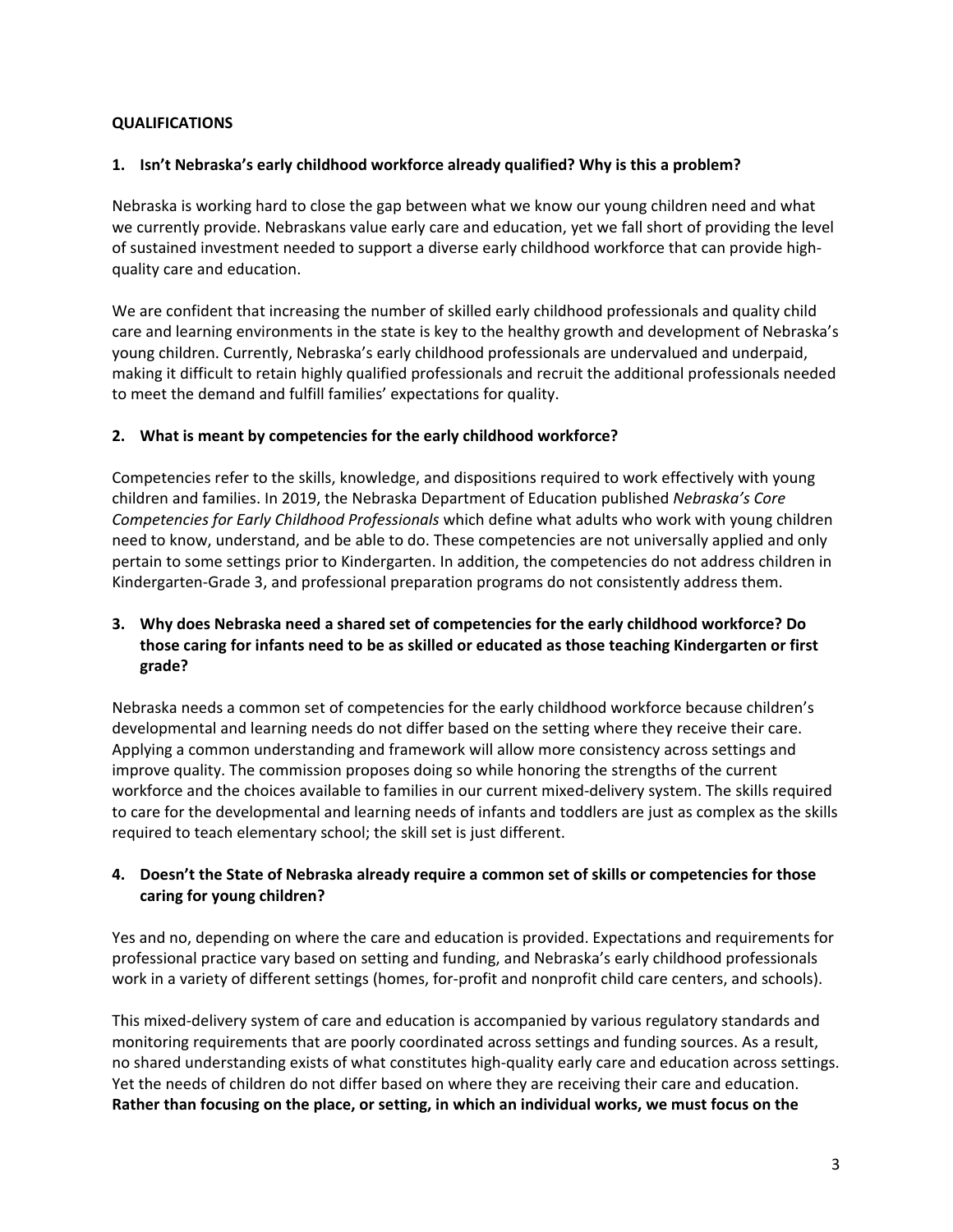**QUALIFICATIONS**

**1. Isn't Nebraska's early childhood workforce already qualified? Why is this a problem?**

Nebraska is working hard to close the gap between what we know our young children need and what we currently provide. Nebraskans value early care and education, yet we fall short of providing the level of sustained investment needed to support a diverse early childhood workforce that can provide high-quality care and education.

We are confident that increasing the number of skilled early childhood professionals and quality child care and learning environments in the state is key to the healthy growth and development of Nebraska's young children. Currently, Nebraska's early childhood professionals are undervalued and underpaid, making it difficult to retain highly qualified professionals and recruit the additional professionals needed to meet the demand and fulfill families' expectations for quality.

**2. What is meant by competencies for the early childhood workforce?**

Competencies refer to the skills, knowledge, and dispositions required to work effectively with young children and families. In 2019, the Nebraska Department of Education published *Nebraska's Core Competencies for Early Childhood Professionals* which define what adults who work with young children need to know, understand, and be able to do. These competencies are not universally applied and only pertain to some settings prior to Kindergarten. In addition, the competencies do not address children in Kindergarten-Grade 3, and professional preparation programs do not consistently address them.

**3. Why does Nebraska need a shared set of competencies for the early childhood workforce? Do those caring for infants need to be as skilled or educated as those teaching Kindergarten or first grade?**

Nebraska needs a common set of competencies for the early childhood workforce because children's developmental and learning needs do not differ based on the setting where they receive their care. Applying a common understanding and framework will allow more consistency across settings and improve quality. The commission proposes doing so while honoring the strengths of the current workforce and the choices available to families in our current mixed-delivery system. The skills required to care for the developmental and learning needs of infants and toddlers are just as complex as the skills required to teach elementary school; the skill set is just different.

**4. Doesn't the State of Nebraska already require a common set of skills or competencies for those caring for young children?**

Yes and no, depending on where the care and education is provided. Expectations and requirements for professional practice vary based on setting and funding, and Nebraska's early childhood professionals work in a variety of different settings (homes, for-profit and nonprofit child care centers, and schools).

This mixed-delivery system of care and education is accompanied by various regulatory standards and monitoring requirements that are poorly coordinated across settings and funding sources. As a result, no shared understanding exists of what constitutes high-quality early care and education across settings. Yet the needs of children do not differ based on where they are receiving their care and education. **Rather than focusing on the place, or setting, in which an individual works, we must focus on the**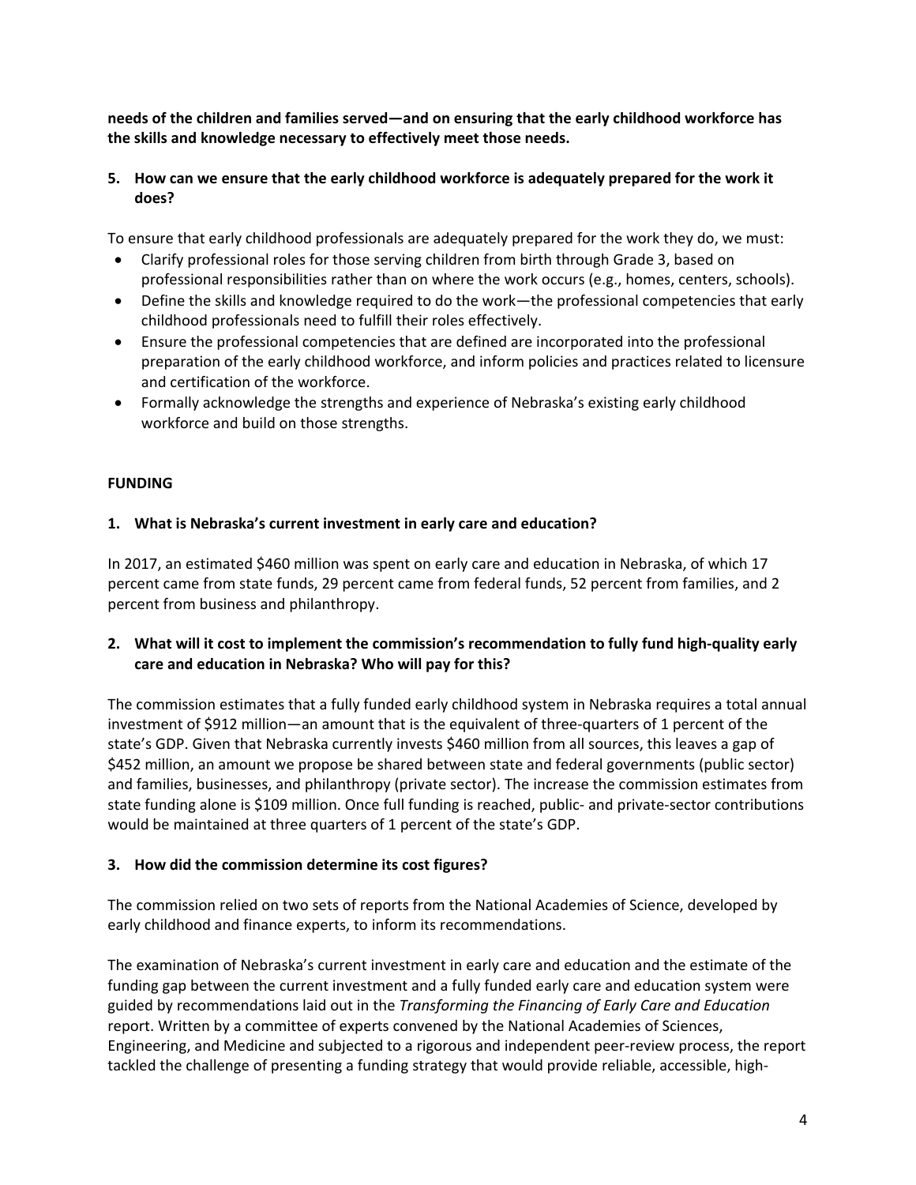**needs of the children and families served—and on ensuring that the early childhood workforce has the skills and knowledge necessary to effectively meet those needs.**

**5. How can we ensure that the early childhood workforce is adequately prepared for the work it does?**

To ensure that early childhood professionals are adequately prepared for the work they do, we must:

- Clarify professional roles for those serving children from birth through Grade 3, based on professional responsibilities rather than on where the work occurs (e.g., homes, centers, schools).
- Define the skills and knowledge required to do the work—the professional competencies that early childhood professionals need to fulfill their roles effectively.
- Ensure the professional competencies that are defined are incorporated into the professional preparation of the early childhood workforce, and inform policies and practices related to licensure and certification of the workforce.
- Formally acknowledge the strengths and experience of Nebraska's existing early childhood workforce and build on those strengths.

## FUNDING

**1. What is Nebraska's current investment in early care and education?**

In 2017, an estimated $460 million was spent on early care and education in Nebraska, of which 17 percent came from state funds, 29 percent came from federal funds, 52 percent from families, and 2 percent from business and philanthropy.

**2. What will it cost to implement the commission's recommendation to fully fund high-quality early care and education in Nebraska? Who will pay for this?**

The commission estimates that a fully funded early childhood system in Nebraska requires a total annual investment of $912 million—an amount that is the equivalent of three-quarters of 1 percent of the state's GDP. Given that Nebraska currently invests $460 million from all sources, this leaves a gap of $452 million, an amount we propose be shared between state and federal governments (public sector) and families, businesses, and philanthropy (private sector). The increase the commission estimates from state funding alone is $109 million. Once full funding is reached, public- and private-sector contributions would be maintained at three quarters of 1 percent of the state's GDP.

**3. How did the commission determine its cost figures?**

The commission relied on two sets of reports from the National Academies of Science, developed by early childhood and finance experts, to inform its recommendations.

The examination of Nebraska's current investment in early care and education and the estimate of the funding gap between the current investment and a fully funded early care and education system were guided by recommendations laid out in the *Transforming the Financing of Early Care and Education* report. Written by a committee of experts convened by the National Academies of Sciences, Engineering, and Medicine and subjected to a rigorous and independent peer-review process, the report tackled the challenge of presenting a funding strategy that would provide reliable, accessible, high-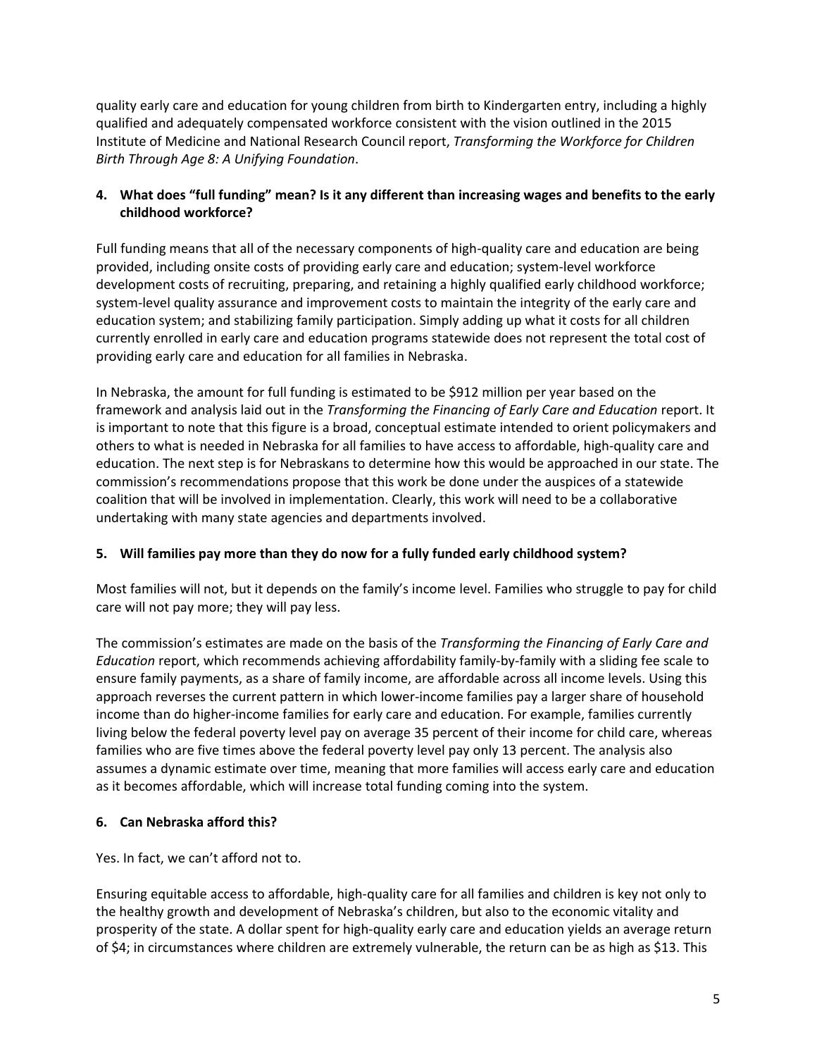quality early care and education for young children from birth to Kindergarten entry, including a highly qualified and adequately compensated workforce consistent with the vision outlined in the 2015 Institute of Medicine and National Research Council report, *Transforming the Workforce for Children Birth Through Age 8: A Unifying Foundation*.

**4. What does "full funding" mean? Is it any different than increasing wages and benefits to the early childhood workforce?**

Full funding means that all of the necessary components of high-quality care and education are being provided, including onsite costs of providing early care and education; system-level workforce development costs of recruiting, preparing, and retaining a highly qualified early childhood workforce; system-level quality assurance and improvement costs to maintain the integrity of the early care and education system; and stabilizing family participation. Simply adding up what it costs for all children currently enrolled in early care and education programs statewide does not represent the total cost of providing early care and education for all families in Nebraska.

In Nebraska, the amount for full funding is estimated to be $912 million per year based on the framework and analysis laid out in the *Transforming the Financing of Early Care and Education* report. It is important to note that this figure is a broad, conceptual estimate intended to orient policymakers and others to what is needed in Nebraska for all families to have access to affordable, high-quality care and education. The next step is for Nebraskans to determine how this would be approached in our state. The commission's recommendations propose that this work be done under the auspices of a statewide coalition that will be involved in implementation. Clearly, this work will need to be a collaborative undertaking with many state agencies and departments involved.

**5. Will families pay more than they do now for a fully funded early childhood system?**

Most families will not, but it depends on the family's income level. Families who struggle to pay for child care will not pay more; they will pay less.

The commission's estimates are made on the basis of the *Transforming the Financing of Early Care and Education* report, which recommends achieving affordability family-by-family with a sliding fee scale to ensure family payments, as a share of family income, are affordable across all income levels. Using this approach reverses the current pattern in which lower-income families pay a larger share of household income than do higher-income families for early care and education. For example, families currently living below the federal poverty level pay on average 35 percent of their income for child care, whereas families who are five times above the federal poverty level pay only 13 percent. The analysis also assumes a dynamic estimate over time, meaning that more families will access early care and education as it becomes affordable, which will increase total funding coming into the system.

**6. Can Nebraska afford this?**

Yes. In fact, we can't afford not to.

Ensuring equitable access to affordable, high-quality care for all families and children is key not only to the healthy growth and development of Nebraska's children, but also to the economic vitality and prosperity of the state. A dollar spent for high-quality early care and education yields an average return of $4; in circumstances where children are extremely vulnerable, the return can be as high as $13. This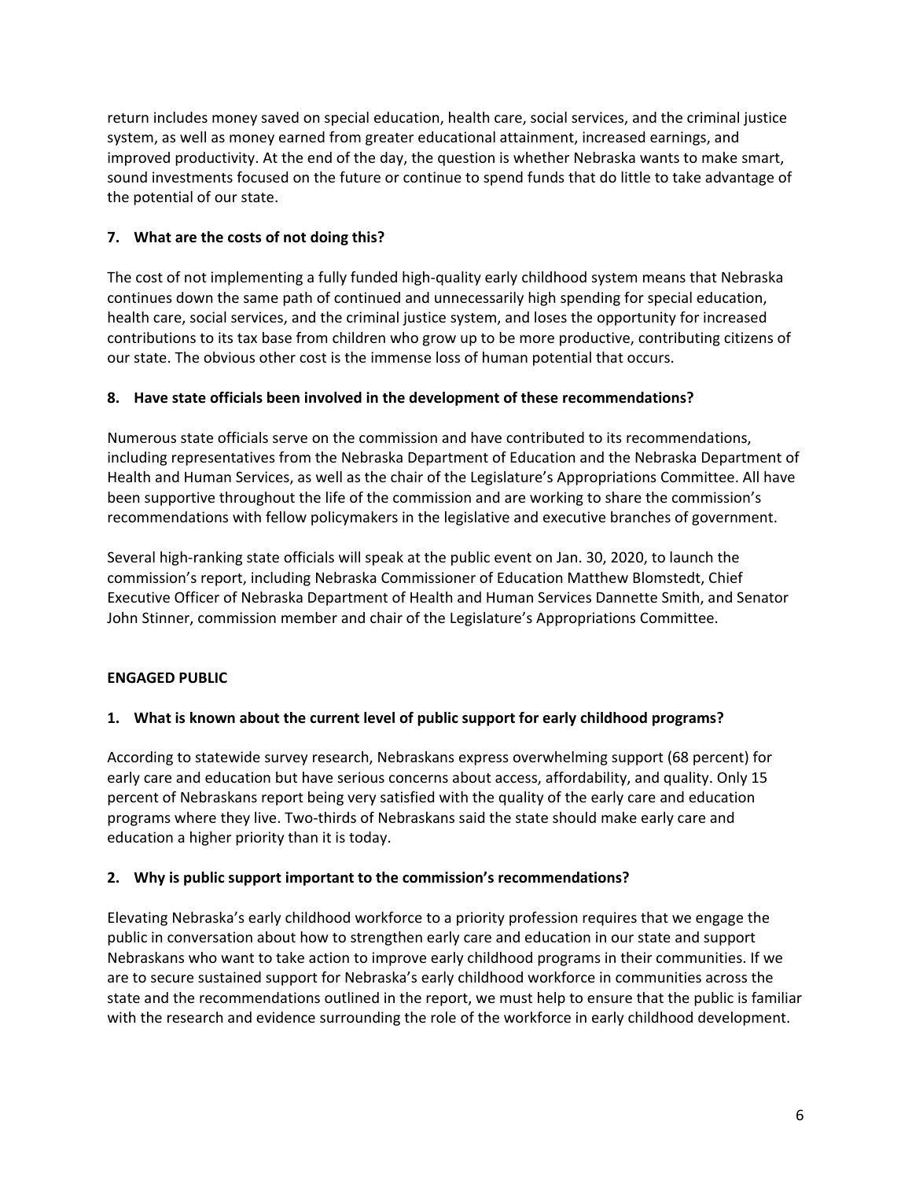return includes money saved on special education, health care, social services, and the criminal justice system, as well as money earned from greater educational attainment, increased earnings, and improved productivity. At the end of the day, the question is whether Nebraska wants to make smart, sound investments focused on the future or continue to spend funds that do little to take advantage of the potential of our state.

**7. What are the costs of not doing this?**

The cost of not implementing a fully funded high-quality early childhood system means that Nebraska continues down the same path of continued and unnecessarily high spending for special education, health care, social services, and the criminal justice system, and loses the opportunity for increased contributions to its tax base from children who grow up to be more productive, contributing citizens of our state. The obvious other cost is the immense loss of human potential that occurs.

**8. Have state officials been involved in the development of these recommendations?**

Numerous state officials serve on the commission and have contributed to its recommendations, including representatives from the Nebraska Department of Education and the Nebraska Department of Health and Human Services, as well as the chair of the Legislature's Appropriations Committee. All have been supportive throughout the life of the commission and are working to share the commission's recommendations with fellow policymakers in the legislative and executive branches of government.

Several high-ranking state officials will speak at the public event on Jan. 30, 2020, to launch the commission's report, including Nebraska Commissioner of Education Matthew Blomstedt, Chief Executive Officer of Nebraska Department of Health and Human Services Dannette Smith, and Senator John Stinner, commission member and chair of the Legislature's Appropriations Committee.

## ENGAGED PUBLIC

**1. What is known about the current level of public support for early childhood programs?**

According to statewide survey research, Nebraskans express overwhelming support (68 percent) for early care and education but have serious concerns about access, affordability, and quality. Only 15 percent of Nebraskans report being very satisfied with the quality of the early care and education programs where they live. Two-thirds of Nebraskans said the state should make early care and education a higher priority than it is today.

**2. Why is public support important to the commission's recommendations?**

Elevating Nebraska's early childhood workforce to a priority profession requires that we engage the public in conversation about how to strengthen early care and education in our state and support Nebraskans who want to take action to improve early childhood programs in their communities. If we are to secure sustained support for Nebraska's early childhood workforce in communities across the state and the recommendations outlined in the report, we must help to ensure that the public is familiar with the research and evidence surrounding the role of the workforce in early childhood development.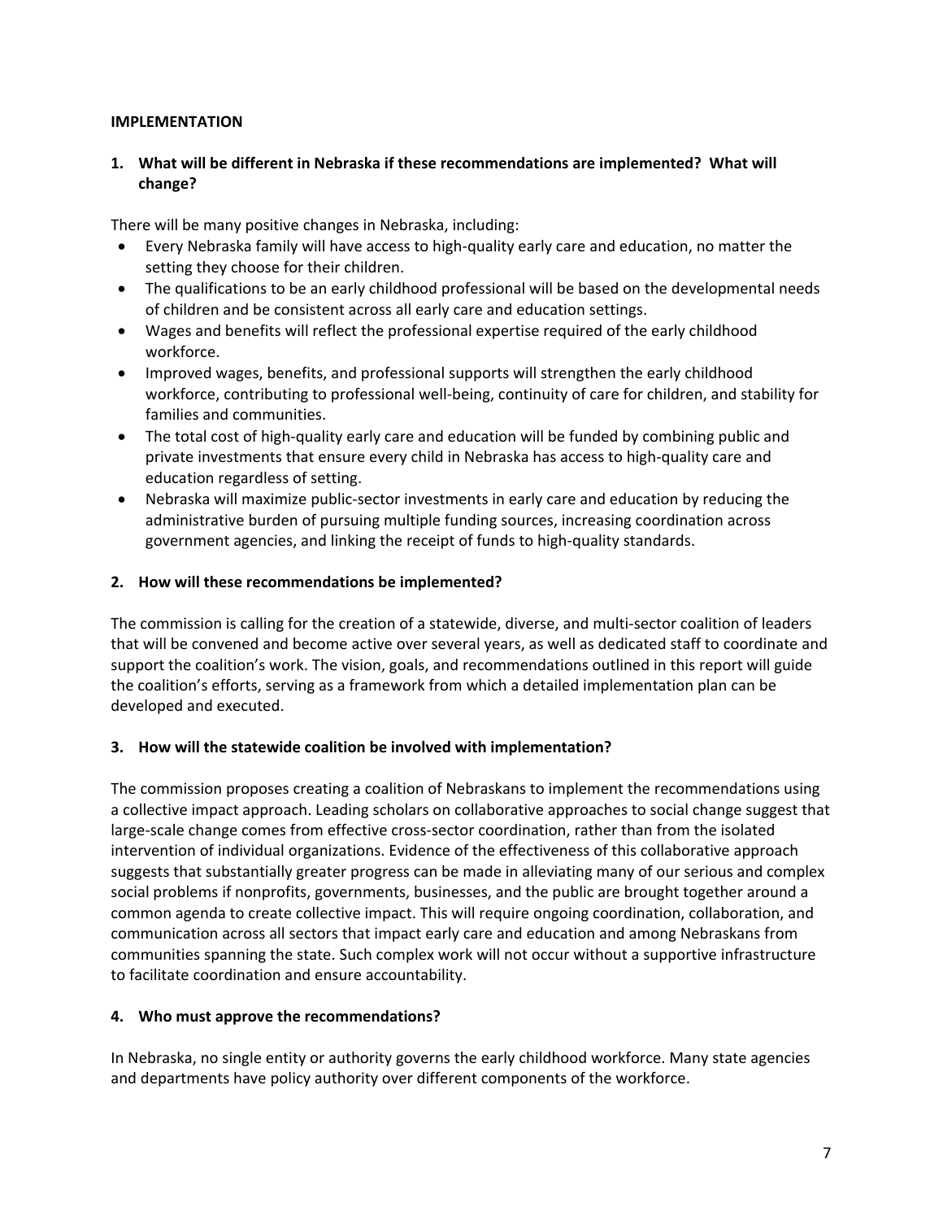**IMPLEMENTATION**

**1. What will be different in Nebraska if these recommendations are implemented? What will change?**

There will be many positive changes in Nebraska, including:

- Every Nebraska family will have access to high-quality early care and education, no matter the setting they choose for their children.
- The qualifications to be an early childhood professional will be based on the developmental needs of children and be consistent across all early care and education settings.
- Wages and benefits will reflect the professional expertise required of the early childhood workforce.
- Improved wages, benefits, and professional supports will strengthen the early childhood workforce, contributing to professional well-being, continuity of care for children, and stability for families and communities.
- The total cost of high-quality early care and education will be funded by combining public and private investments that ensure every child in Nebraska has access to high-quality care and education regardless of setting.
- Nebraska will maximize public-sector investments in early care and education by reducing the administrative burden of pursuing multiple funding sources, increasing coordination across government agencies, and linking the receipt of funds to high-quality standards.

**2. How will these recommendations be implemented?**

The commission is calling for the creation of a statewide, diverse, and multi-sector coalition of leaders that will be convened and become active over several years, as well as dedicated staff to coordinate and support the coalition's work. The vision, goals, and recommendations outlined in this report will guide the coalition's efforts, serving as a framework from which a detailed implementation plan can be developed and executed.

**3. How will the statewide coalition be involved with implementation?**

The commission proposes creating a coalition of Nebraskans to implement the recommendations using a collective impact approach. Leading scholars on collaborative approaches to social change suggest that large-scale change comes from effective cross-sector coordination, rather than from the isolated intervention of individual organizations. Evidence of the effectiveness of this collaborative approach suggests that substantially greater progress can be made in alleviating many of our serious and complex social problems if nonprofits, governments, businesses, and the public are brought together around a common agenda to create collective impact. This will require ongoing coordination, collaboration, and communication across all sectors that impact early care and education and among Nebraskans from communities spanning the state. Such complex work will not occur without a supportive infrastructure to facilitate coordination and ensure accountability.

**4. Who must approve the recommendations?**

In Nebraska, no single entity or authority governs the early childhood workforce. Many state agencies and departments have policy authority over different components of the workforce.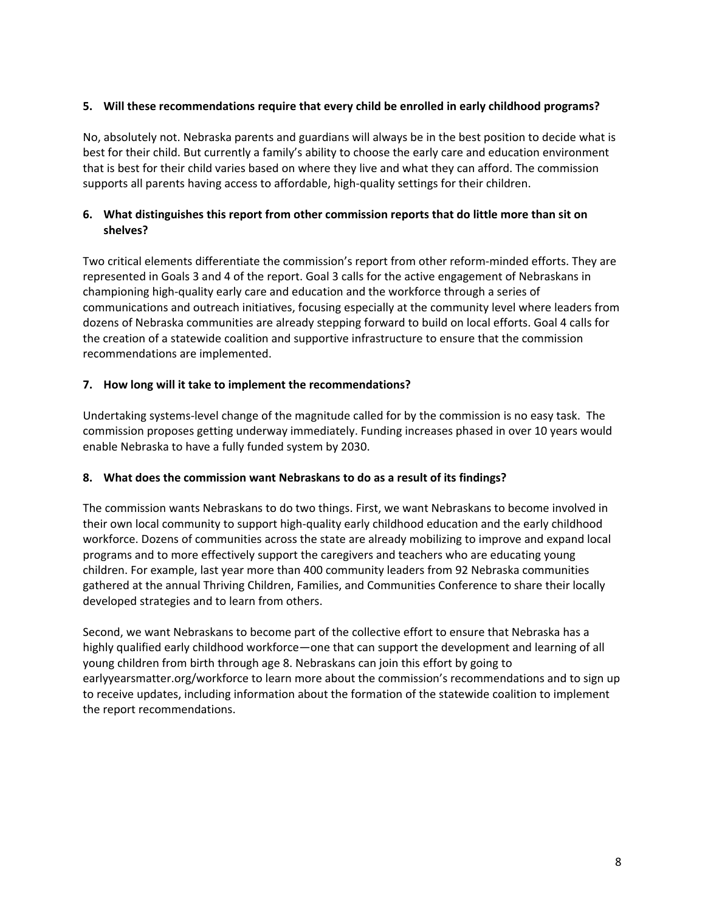**5. Will these recommendations require that every child be enrolled in early childhood programs?**

No, absolutely not. Nebraska parents and guardians will always be in the best position to decide what is best for their child. But currently a family's ability to choose the early care and education environment that is best for their child varies based on where they live and what they can afford. The commission supports all parents having access to affordable, high-quality settings for their children.

**6. What distinguishes this report from other commission reports that do little more than sit on shelves?**

Two critical elements differentiate the commission's report from other reform-minded efforts. They are represented in Goals 3 and 4 of the report. Goal 3 calls for the active engagement of Nebraskans in championing high-quality early care and education and the workforce through a series of communications and outreach initiatives, focusing especially at the community level where leaders from dozens of Nebraska communities are already stepping forward to build on local efforts. Goal 4 calls for the creation of a statewide coalition and supportive infrastructure to ensure that the commission recommendations are implemented.

**7. How long will it take to implement the recommendations?**

Undertaking systems-level change of the magnitude called for by the commission is no easy task. The commission proposes getting underway immediately. Funding increases phased in over 10 years would enable Nebraska to have a fully funded system by 2030.

**8. What does the commission want Nebraskans to do as a result of its findings?**

The commission wants Nebraskans to do two things. First, we want Nebraskans to become involved in their own local community to support high-quality early childhood education and the early childhood workforce. Dozens of communities across the state are already mobilizing to improve and expand local programs and to more effectively support the caregivers and teachers who are educating young children. For example, last year more than 400 community leaders from 92 Nebraska communities gathered at the annual Thriving Children, Families, and Communities Conference to share their locally developed strategies and to learn from others.

Second, we want Nebraskans to become part of the collective effort to ensure that Nebraska has a highly qualified early childhood workforce—one that can support the development and learning of all young children from birth through age 8. Nebraskans can join this effort by going to earlyyearsmatter.org/workforce to learn more about the commission's recommendations and to sign up to receive updates, including information about the formation of the statewide coalition to implement the report recommendations.